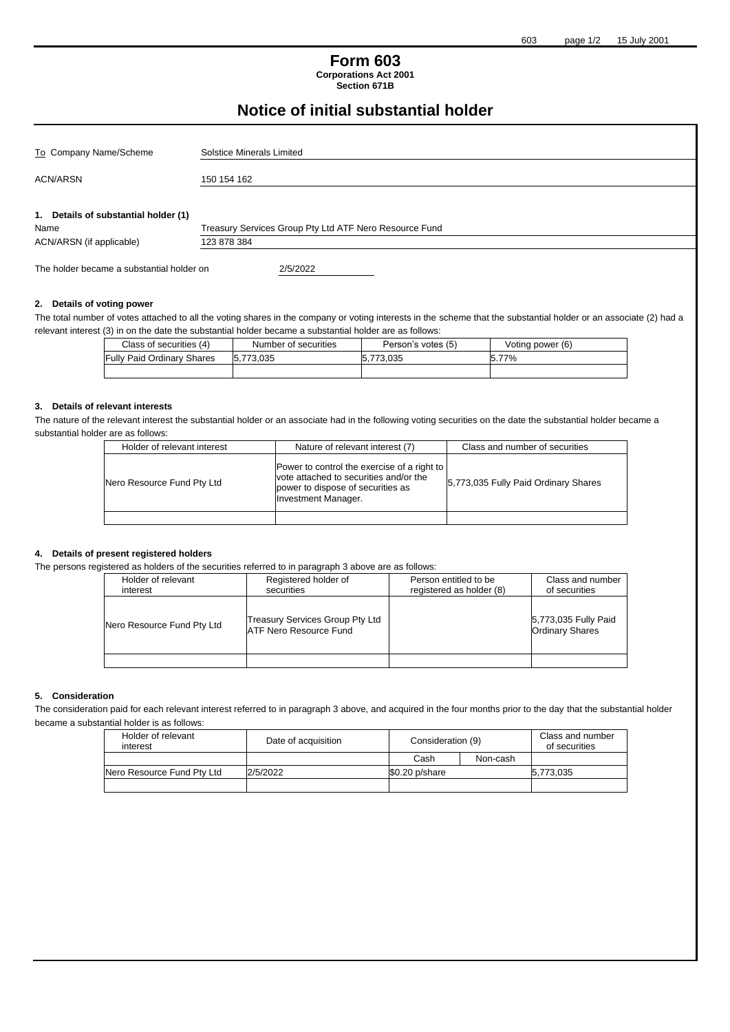# Form 603

**Corporations Act 2001**
**Section 671B**

## Notice of initial substantial holder

| | |
|---|---|
| To Company Name/Scheme | Solstice Minerals Limited |
| ACN/ARSN | 150 154 162 |

### 1. Details of substantial holder (1)

| | |
|---|---|
| Name | Treasury Services Group Pty Ltd ATF Nero Resource Fund |
| ACN/ARSN (if applicable) | 123 878 384 |

The holder became a substantial holder on 2/5/2022

### 2. Details of voting power

The total number of votes attached to all the voting shares in the company or voting interests in the scheme that the substantial holder or an associate (2) had a relevant interest (3) in on the date the substantial holder became a substantial holder are as follows:

| Class of securities (4) | Number of securities | Person's votes (5) | Voting power (6) |
|---|---|---|---|
| Fully Paid Ordinary Shares | 5,773,035 | 5,773,035 | 5.77% |
| | | | |

### 3. Details of relevant interests

The nature of the relevant interest the substantial holder or an associate had in the following voting securities on the date the substantial holder became a substantial holder are as follows:

| Holder of relevant interest | Nature of relevant interest (7) | Class and number of securities |
|---|---|---|
| Nero Resource Fund Pty Ltd | Power to control the exercise of a right to vote attached to securities and/or the power to dispose of securities as Investment Manager. | 5,773,035 Fully Paid Ordinary Shares |
| | | |

### 4. Details of present registered holders

The persons registered as holders of the securities referred to in paragraph 3 above are as follows:

| Holder of relevant interest | Registered holder of securities | Person entitled to be registered as holder (8) | Class and number of securities |
|---|---|---|---|
| Nero Resource Fund Pty Ltd | Treasury Services Group Pty Ltd ATF Nero Resource Fund | | 5,773,035 Fully Paid Ordinary Shares |
| | | | |

### 5. Consideration

The consideration paid for each relevant interest referred to in paragraph 3 above, and acquired in the four months prior to the day that the substantial holder became a substantial holder is as follows:

| Holder of relevant interest | Date of acquisition | Consideration (9) | | Class and number of securities |
|---|---|---|---|---|
| | | Cash | Non-cash | |
| Nero Resource Fund Pty Ltd | 2/5/2022 | $0.20 p/share | | 5,773,035 |
| | | | | |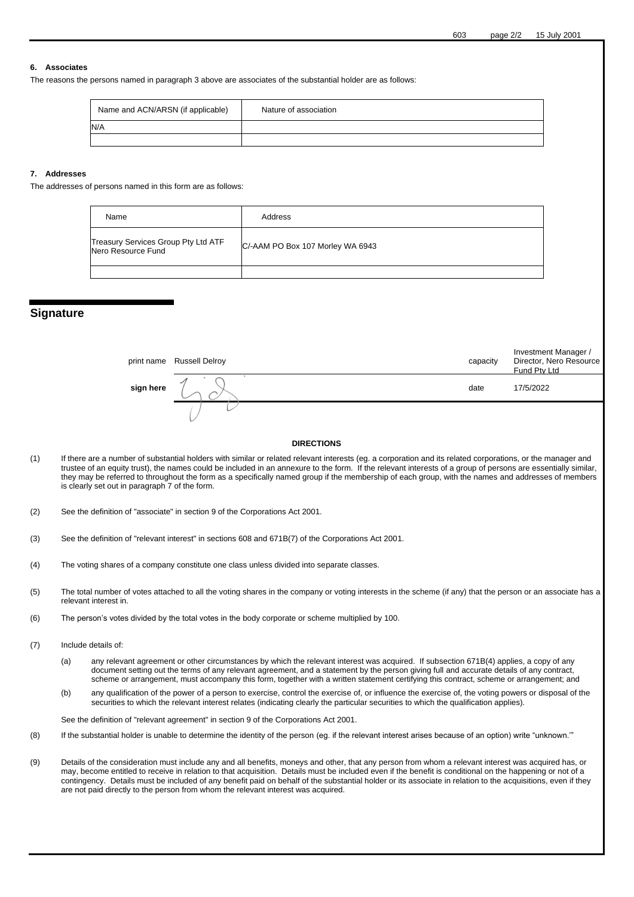### 6. Associates

The reasons the persons named in paragraph 3 above are associates of the substantial holder are as follows:

| Name and ACN/ARSN (if applicable) | Nature of association |
|---|---|
| N/A | |
| | |

### 7. Addresses

The addresses of persons named in this form are as follows:

| Name | Address |
|---|---|
| Treasury Services Group Pty Ltd ATF Nero Resource Fund | C/-AAM PO Box 107 Morley WA 6943 |
| | |

## Signature

| | | | |
|---|---|---|---|
| print name | Russell Delroy | capacity | Investment Manager / Director, Nero Resource Fund Pty Ltd |
| **sign here** | | date | 17/5/2022 |

**DIRECTIONS**

(1) If there are a number of substantial holders with similar or related relevant interests (eg. a corporation and its related corporations, or the manager and trustee of an equity trust), the names could be included in an annexure to the form. If the relevant interests of a group of persons are essentially similar, they may be referred to throughout the form as a specifically named group if the membership of each group, with the names and addresses of members is clearly set out in paragraph 7 of the form.

(2) See the definition of "associate" in section 9 of the Corporations Act 2001.

(3) See the definition of "relevant interest" in sections 608 and 671B(7) of the Corporations Act 2001.

(4) The voting shares of a company constitute one class unless divided into separate classes.

(5) The total number of votes attached to all the voting shares in the company or voting interests in the scheme (if any) that the person or an associate has a relevant interest in.

(6) The person's votes divided by the total votes in the body corporate or scheme multiplied by 100.

(7) Include details of:

(a) any relevant agreement or other circumstances by which the relevant interest was acquired. If subsection 671B(4) applies, a copy of any document setting out the terms of any relevant agreement, and a statement by the person giving full and accurate details of any contract, scheme or arrangement, must accompany this form, together with a written statement certifying this contract, scheme or arrangement; and

(b) any qualification of the power of a person to exercise, control the exercise of, or influence the exercise of, the voting powers or disposal of the securities to which the relevant interest relates (indicating clearly the particular securities to which the qualification applies).

See the definition of "relevant agreement" in section 9 of the Corporations Act 2001.

(8) If the substantial holder is unable to determine the identity of the person (eg. if the relevant interest arises because of an option) write "unknown.'"

(9) Details of the consideration must include any and all benefits, moneys and other, that any person from whom a relevant interest was acquired has, or may, become entitled to receive in relation to that acquisition. Details must be included even if the benefit is conditional on the happening or not of a contingency. Details must be included of any benefit paid on behalf of the substantial holder or its associate in relation to the acquisitions, even if they are not paid directly to the person from whom the relevant interest was acquired.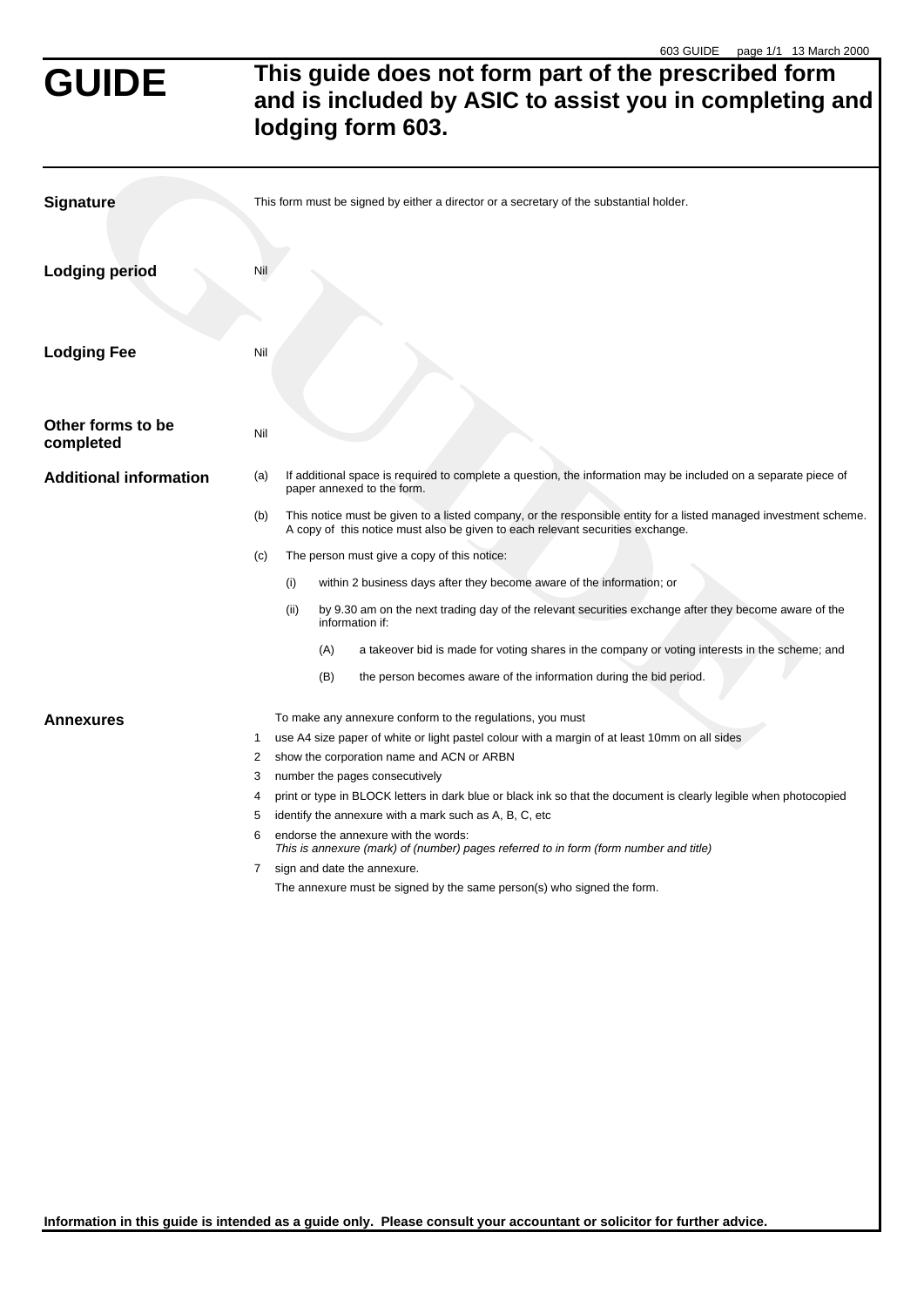# GUIDE

**This guide does not form part of the prescribed form and is included by ASIC to assist you in completing and lodging form 603.**

**Signature**

This form must be signed by either a director or a secretary of the substantial holder.

**Lodging period**

Nil

**Lodging Fee**

Nil

**Other forms to be completed**

Nil

**Additional information**

(a) If additional space is required to complete a question, the information may be included on a separate piece of paper annexed to the form.

(b) This notice must be given to a listed company, or the responsible entity for a listed managed investment scheme. A copy of this notice must also be given to each relevant securities exchange.

(c) The person must give a copy of this notice:

- (i) within 2 business days after they become aware of the information; or
- (ii) by 9.30 am on the next trading day of the relevant securities exchange after they become aware of the information if:
  - (A) a takeover bid is made for voting shares in the company or voting interests in the scheme; and
  - (B) the person becomes aware of the information during the bid period.

**Annexures**

To make any annexure conform to the regulations, you must

1. use A4 size paper of white or light pastel colour with a margin of at least 10mm on all sides
2. show the corporation name and ACN or ARBN
3. number the pages consecutively
4. print or type in BLOCK letters in dark blue or black ink so that the document is clearly legible when photocopied
5. identify the annexure with a mark such as A, B, C, etc
6. endorse the annexure with the words:
   *This is annexure (mark) of (number) pages referred to in form (form number and title)*
7. sign and date the annexure.

The annexure must be signed by the same person(s) who signed the form.

**Information in this guide is intended as a guide only. Please consult your accountant or solicitor for further advice.**